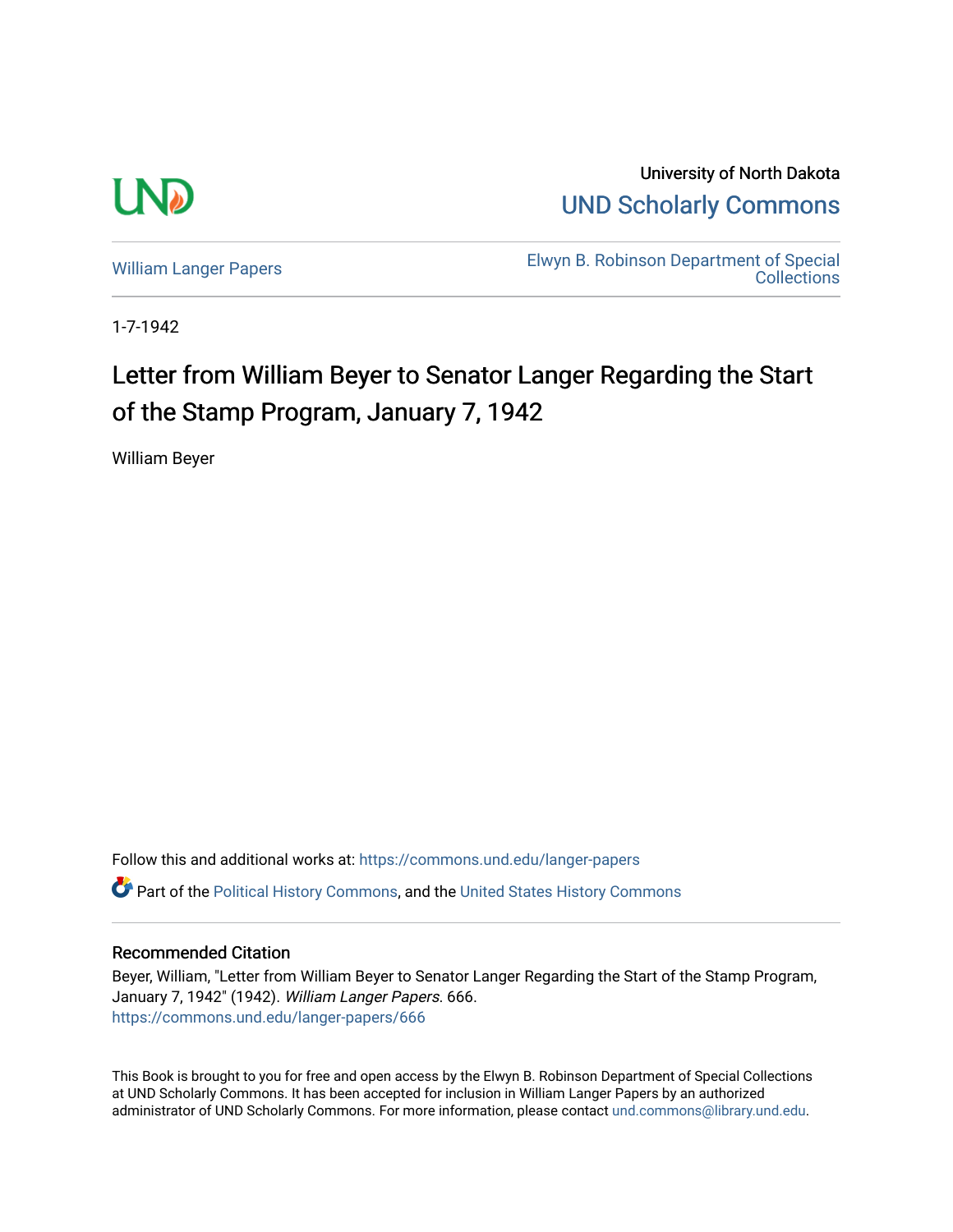University of North Dakota

UND Scholarly Commons

William Langer Papers

Elwyn B. Robinson Department of Special Collections

1-7-1942

# Letter from William Beyer to Senator Langer Regarding the Start of the Stamp Program, January 7, 1942

William Beyer

Follow this and additional works at: https://commons.und.edu/langer-papers

Part of the Political History Commons, and the United States History Commons

## Recommended Citation

Beyer, William, "Letter from William Beyer to Senator Langer Regarding the Start of the Stamp Program, January 7, 1942" (1942). *William Langer Papers*. 666.
https://commons.und.edu/langer-papers/666

This Book is brought to you for free and open access by the Elwyn B. Robinson Department of Special Collections at UND Scholarly Commons. It has been accepted for inclusion in William Langer Papers by an authorized administrator of UND Scholarly Commons. For more information, please contact und.commons@library.und.edu.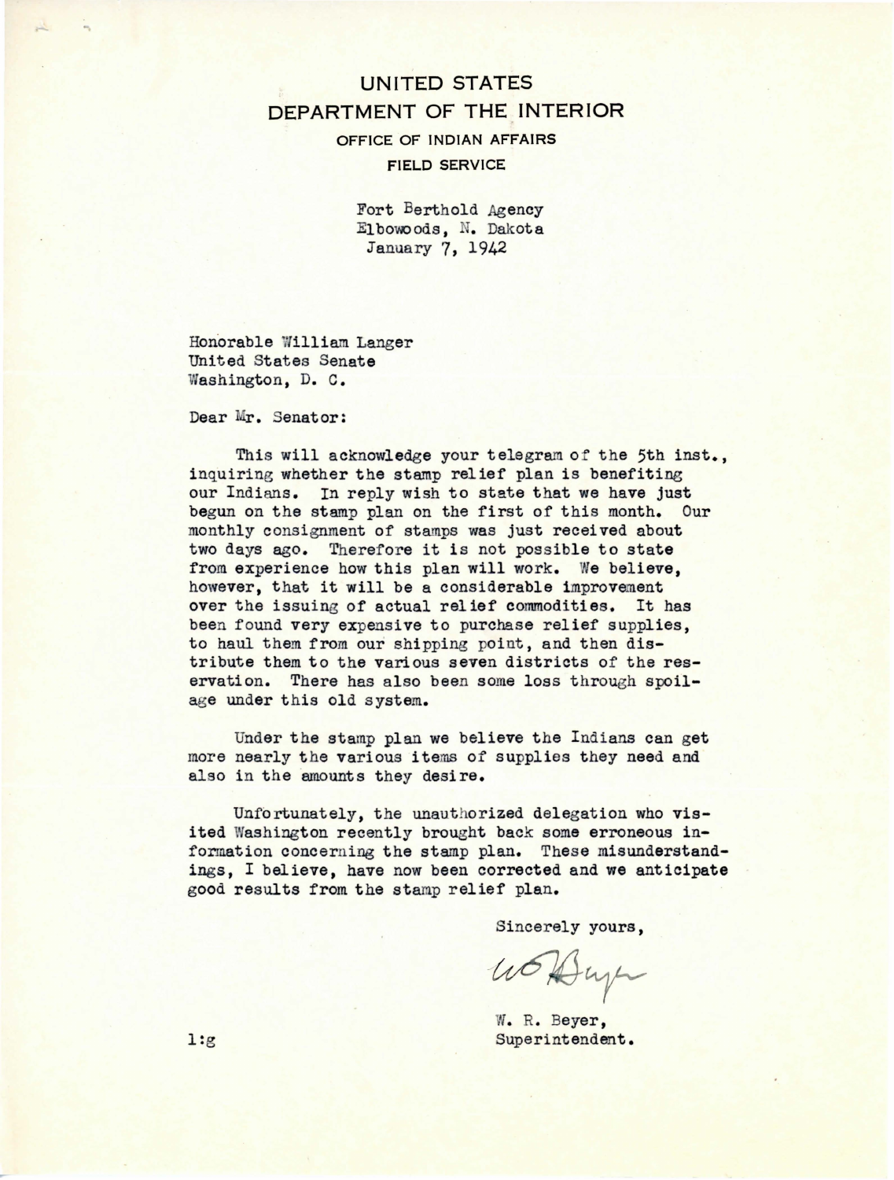# UNITED STATES
# DEPARTMENT OF THE INTERIOR
### OFFICE OF INDIAN AFFAIRS
### FIELD SERVICE

Fort Berthold Agency
Elbowoods, N. Dakota
January 7, 1942

Honorable William Langer
United States Senate
Washington, D. C.

Dear Mr. Senator:

This will acknowledge your telegram of the 5th inst., inquiring whether the stamp relief plan is benefiting our Indians. In reply wish to state that we have just begun on the stamp plan on the first of this month. Our monthly consignment of stamps was just received about two days ago. Therefore it is not possible to state from experience how this plan will work. We believe, however, that it will be a considerable improvement over the issuing of actual relief commodities. It has been found very expensive to purchase relief supplies, to haul them from our shipping point, and then distribute them to the various seven districts of the reservation. There has also been some loss through spoilage under this old system.

Under the stamp plan we believe the Indians can get more nearly the various items of supplies they need and also in the amounts they desire.

Unfortunately, the unauthorized delegation who visited Washington recently brought back some erroneous information concerning the stamp plan. These misunderstandings, I believe, have now been corrected and we anticipate good results from the stamp relief plan.

Sincerely yours,

W. R. Beyer,
Superintendent.

l:g